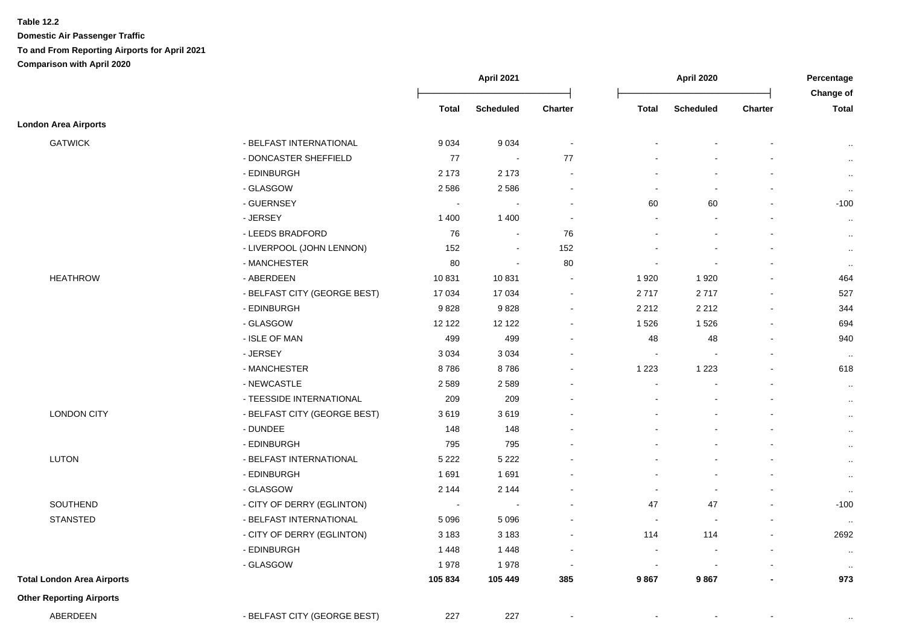**Table 12.2**

**Domestic Air Passenger Traffic**

**To and From Reporting Airports for April 2021**

**Comparison with April 2020**

| | | April 2021 | | | April 2020 | | | Percentage Change of |
|---|---|---|---|---|---|---|---|---|
| | | Total | Scheduled | Charter | Total | Scheduled | Charter | Total |
| **London Area Airports** | | | | | | | | |
| GATWICK | - BELFAST INTERNATIONAL | 9 034 | 9 034 | - | - | - | - | .. |
| | - DONCASTER SHEFFIELD | 77 | - | 77 | - | - | - | .. |
| | - EDINBURGH | 2 173 | 2 173 | - | - | - | - | .. |
| | - GLASGOW | 2 586 | 2 586 | - | - | - | - | .. |
| | - GUERNSEY | - | - | - | 60 | 60 | - | -100 |
| | - JERSEY | 1 400 | 1 400 | - | - | - | - | .. |
| | - LEEDS BRADFORD | 76 | - | 76 | - | - | - | .. |
| | - LIVERPOOL (JOHN LENNON) | 152 | - | 152 | - | - | - | .. |
| | - MANCHESTER | 80 | - | 80 | - | - | - | .. |
| HEATHROW | - ABERDEEN | 10 831 | 10 831 | - | 1 920 | 1 920 | - | 464 |
| | - BELFAST CITY (GEORGE BEST) | 17 034 | 17 034 | - | 2 717 | 2 717 | - | 527 |
| | - EDINBURGH | 9 828 | 9 828 | - | 2 212 | 2 212 | - | 344 |
| | - GLASGOW | 12 122 | 12 122 | - | 1 526 | 1 526 | - | 694 |
| | - ISLE OF MAN | 499 | 499 | - | 48 | 48 | - | 940 |
| | - JERSEY | 3 034 | 3 034 | - | - | - | - | .. |
| | - MANCHESTER | 8 786 | 8 786 | - | 1 223 | 1 223 | - | 618 |
| | - NEWCASTLE | 2 589 | 2 589 | - | - | - | - | .. |
| | - TEESSIDE INTERNATIONAL | 209 | 209 | - | - | - | - | .. |
| LONDON CITY | - BELFAST CITY (GEORGE BEST) | 3 619 | 3 619 | - | - | - | - | .. |
| | - DUNDEE | 148 | 148 | - | - | - | - | .. |
| | - EDINBURGH | 795 | 795 | - | - | - | - | .. |
| LUTON | - BELFAST INTERNATIONAL | 5 222 | 5 222 | - | - | - | - | .. |
| | - EDINBURGH | 1 691 | 1 691 | - | - | - | - | .. |
| | - GLASGOW | 2 144 | 2 144 | - | - | - | - | .. |
| SOUTHEND | - CITY OF DERRY (EGLINTON) | - | - | - | 47 | 47 | - | -100 |
| STANSTED | - BELFAST INTERNATIONAL | 5 096 | 5 096 | - | - | - | - | .. |
| | - CITY OF DERRY (EGLINTON) | 3 183 | 3 183 | - | 114 | 114 | - | 2692 |
| | - EDINBURGH | 1 448 | 1 448 | - | - | - | - | .. |
| | - GLASGOW | 1 978 | 1 978 | - | - | - | - | .. |
| **Total London Area Airports** | | **105 834** | **105 449** | **385** | **9 867** | **9 867** | **-** | **973** |
| **Other Reporting Airports** | | | | | | | | |
| ABERDEEN | - BELFAST CITY (GEORGE BEST) | 227 | 227 | - | - | - | - | .. |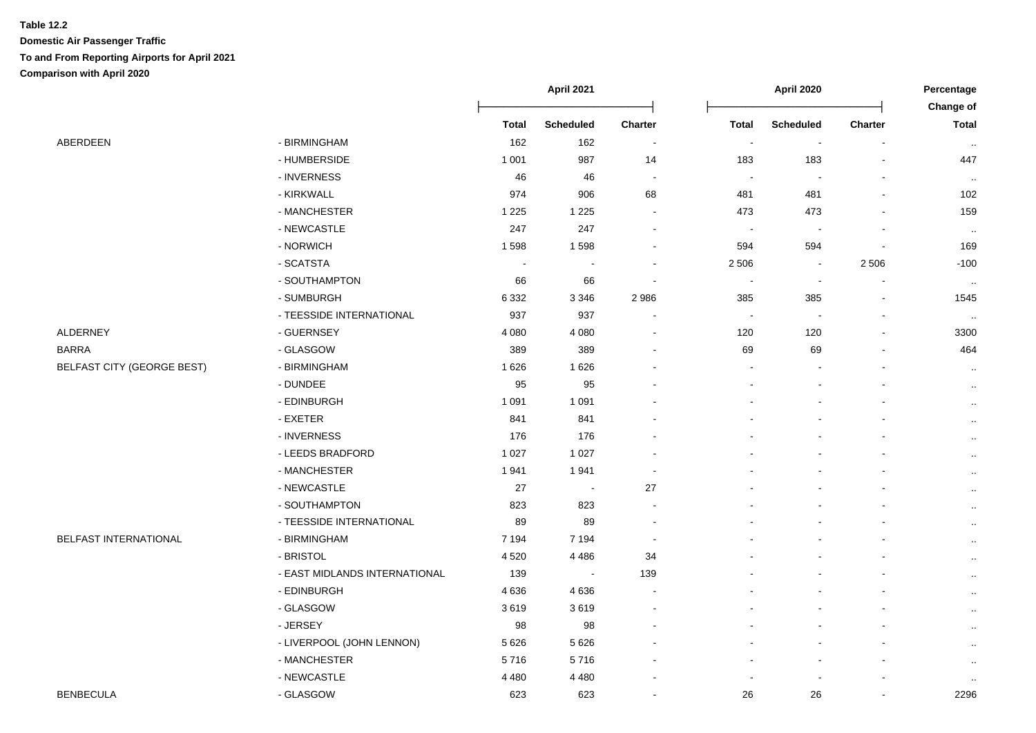**Table 12.2**

**Domestic Air Passenger Traffic**

**To and From Reporting Airports for April 2021**

**Comparison with April 2020**

| | | April 2021 | | | April 2020 | | | Percentage Change of |
|---|---|---|---|---|---|---|---|---|
| | | Total | Scheduled | Charter | Total | Scheduled | Charter | Total |
| ABERDEEN | - BIRMINGHAM | 162 | 162 | - | - | - | - | .. |
| | - HUMBERSIDE | 1 001 | 987 | 14 | 183 | 183 | - | 447 |
| | - INVERNESS | 46 | 46 | - | - | - | - | .. |
| | - KIRKWALL | 974 | 906 | 68 | 481 | 481 | - | 102 |
| | - MANCHESTER | 1 225 | 1 225 | - | 473 | 473 | - | 159 |
| | - NEWCASTLE | 247 | 247 | - | - | - | - | .. |
| | - NORWICH | 1 598 | 1 598 | - | 594 | 594 | - | 169 |
| | - SCATSTA | - | - | - | 2 506 | - | 2 506 | -100 |
| | - SOUTHAMPTON | 66 | 66 | - | - | - | - | .. |
| | - SUMBURGH | 6 332 | 3 346 | 2 986 | 385 | 385 | - | 1545 |
| | - TEESSIDE INTERNATIONAL | 937 | 937 | - | - | - | - | .. |
| ALDERNEY | - GUERNSEY | 4 080 | 4 080 | - | 120 | 120 | - | 3300 |
| BARRA | - GLASGOW | 389 | 389 | - | 69 | 69 | - | 464 |
| BELFAST CITY (GEORGE BEST) | - BIRMINGHAM | 1 626 | 1 626 | - | - | - | - | .. |
| | - DUNDEE | 95 | 95 | - | - | - | - | .. |
| | - EDINBURGH | 1 091 | 1 091 | - | - | - | - | .. |
| | - EXETER | 841 | 841 | - | - | - | - | .. |
| | - INVERNESS | 176 | 176 | - | - | - | - | .. |
| | - LEEDS BRADFORD | 1 027 | 1 027 | - | - | - | - | .. |
| | - MANCHESTER | 1 941 | 1 941 | - | - | - | - | .. |
| | - NEWCASTLE | 27 | - | 27 | - | - | - | .. |
| | - SOUTHAMPTON | 823 | 823 | - | - | - | - | .. |
| | - TEESSIDE INTERNATIONAL | 89 | 89 | - | - | - | - | .. |
| BELFAST INTERNATIONAL | - BIRMINGHAM | 7 194 | 7 194 | - | - | - | - | .. |
| | - BRISTOL | 4 520 | 4 486 | 34 | - | - | - | .. |
| | - EAST MIDLANDS INTERNATIONAL | 139 | - | 139 | - | - | - | .. |
| | - EDINBURGH | 4 636 | 4 636 | - | - | - | - | .. |
| | - GLASGOW | 3 619 | 3 619 | - | - | - | - | .. |
| | - JERSEY | 98 | 98 | - | - | - | - | .. |
| | - LIVERPOOL (JOHN LENNON) | 5 626 | 5 626 | - | - | - | - | .. |
| | - MANCHESTER | 5 716 | 5 716 | - | - | - | - | .. |
| | - NEWCASTLE | 4 480 | 4 480 | - | - | - | - | .. |
| BENBECULA | - GLASGOW | 623 | 623 | - | 26 | 26 | - | 2296 |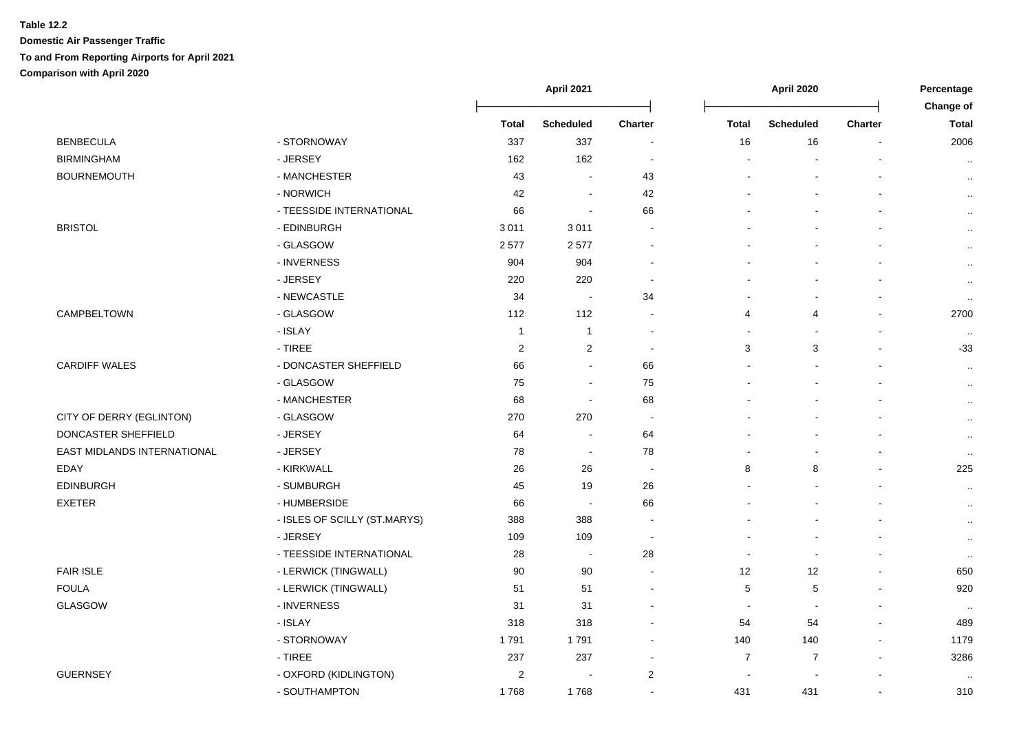**Table 12.2**

**Domestic Air Passenger Traffic**

**To and From Reporting Airports for April 2021**

**Comparison with April 2020**

| | | April 2021 | | | April 2020 | | | Percentage Change of |
|---|---|---|---|---|---|---|---|---|
| | | Total | Scheduled | Charter | Total | Scheduled | Charter | Total |
| BENBECULA | - STORNOWAY | 337 | 337 | - | 16 | 16 | - | 2006 |
| BIRMINGHAM | - JERSEY | 162 | 162 | - | - | - | - | .. |
| BOURNEMOUTH | - MANCHESTER | 43 | - | 43 | - | - | - | .. |
| | - NORWICH | 42 | - | 42 | - | - | - | .. |
| | - TEESSIDE INTERNATIONAL | 66 | - | 66 | - | - | - | .. |
| BRISTOL | - EDINBURGH | 3 011 | 3 011 | - | - | - | - | .. |
| | - GLASGOW | 2 577 | 2 577 | - | - | - | - | .. |
| | - INVERNESS | 904 | 904 | - | - | - | - | .. |
| | - JERSEY | 220 | 220 | - | - | - | - | .. |
| | - NEWCASTLE | 34 | - | 34 | - | - | - | .. |
| CAMPBELTOWN | - GLASGOW | 112 | 112 | - | 4 | 4 | - | 2700 |
| | - ISLAY | 1 | 1 | - | - | - | - | .. |
| | - TIREE | 2 | 2 | - | 3 | 3 | - | -33 |
| CARDIFF WALES | - DONCASTER SHEFFIELD | 66 | - | 66 | - | - | - | .. |
| | - GLASGOW | 75 | - | 75 | - | - | - | .. |
| | - MANCHESTER | 68 | - | 68 | - | - | - | .. |
| CITY OF DERRY (EGLINTON) | - GLASGOW | 270 | 270 | - | - | - | - | .. |
| DONCASTER SHEFFIELD | - JERSEY | 64 | - | 64 | - | - | - | .. |
| EAST MIDLANDS INTERNATIONAL | - JERSEY | 78 | - | 78 | - | - | - | .. |
| EDAY | - KIRKWALL | 26 | 26 | - | 8 | 8 | - | 225 |
| EDINBURGH | - SUMBURGH | 45 | 19 | 26 | - | - | - | .. |
| EXETER | - HUMBERSIDE | 66 | - | 66 | - | - | - | .. |
| | - ISLES OF SCILLY (ST.MARYS) | 388 | 388 | - | - | - | - | .. |
| | - JERSEY | 109 | 109 | - | - | - | - | .. |
| | - TEESSIDE INTERNATIONAL | 28 | - | 28 | - | - | - | .. |
| FAIR ISLE | - LERWICK (TINGWALL) | 90 | 90 | - | 12 | 12 | - | 650 |
| FOULA | - LERWICK (TINGWALL) | 51 | 51 | - | 5 | 5 | - | 920 |
| GLASGOW | - INVERNESS | 31 | 31 | - | - | - | - | .. |
| | - ISLAY | 318 | 318 | - | 54 | 54 | - | 489 |
| | - STORNOWAY | 1 791 | 1 791 | - | 140 | 140 | - | 1179 |
| | - TIREE | 237 | 237 | - | 7 | 7 | - | 3286 |
| GUERNSEY | - OXFORD (KIDLINGTON) | 2 | - | 2 | - | - | - | .. |
| | - SOUTHAMPTON | 1 768 | 1 768 | - | 431 | 431 | - | 310 |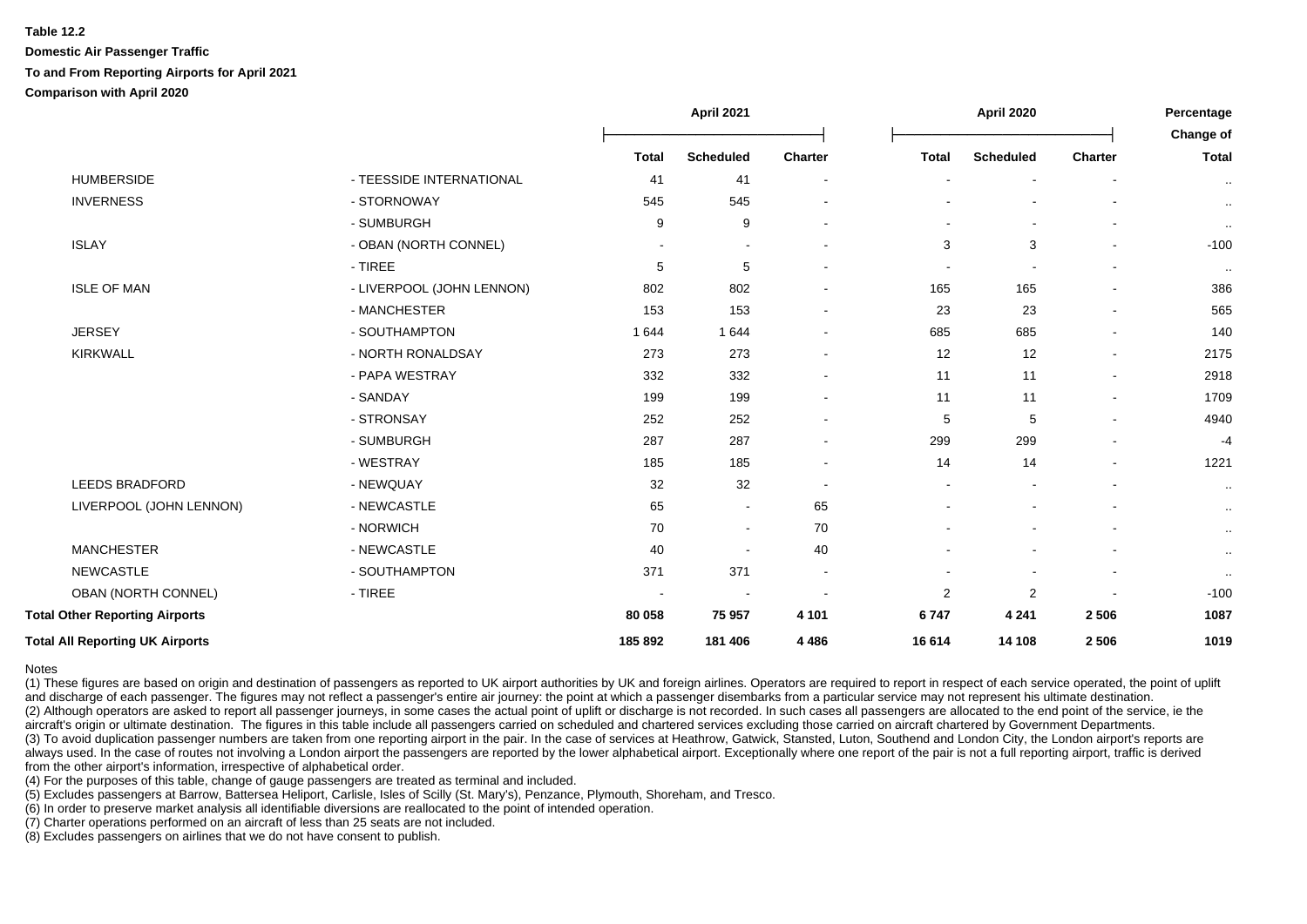**Table 12.2**

**Domestic Air Passenger Traffic**

**To and From Reporting Airports for April 2021**

**Comparison with April 2020**

| | | April 2021 | | | April 2020 | | | Percentage Change of |
|---|---|---|---|---|---|---|---|---|
| | | **Total** | **Scheduled** | **Charter** | **Total** | **Scheduled** | **Charter** | **Total** |
| HUMBERSIDE | - TEESSIDE INTERNATIONAL | 41 | 41 | - | - | - | - | .. |
| INVERNESS | - STORNOWAY | 545 | 545 | - | - | - | - | .. |
| | - SUMBURGH | 9 | 9 | - | - | - | - | .. |
| ISLAY | - OBAN (NORTH CONNEL) | - | - | - | 3 | 3 | - | -100 |
| | - TIREE | 5 | 5 | - | - | - | - | .. |
| ISLE OF MAN | - LIVERPOOL (JOHN LENNON) | 802 | 802 | - | 165 | 165 | - | 386 |
| | - MANCHESTER | 153 | 153 | - | 23 | 23 | - | 565 |
| JERSEY | - SOUTHAMPTON | 1 644 | 1 644 | - | 685 | 685 | - | 140 |
| KIRKWALL | - NORTH RONALDSAY | 273 | 273 | - | 12 | 12 | - | 2175 |
| | - PAPA WESTRAY | 332 | 332 | - | 11 | 11 | - | 2918 |
| | - SANDAY | 199 | 199 | - | 11 | 11 | - | 1709 |
| | - STRONSAY | 252 | 252 | - | 5 | 5 | - | 4940 |
| | - SUMBURGH | 287 | 287 | - | 299 | 299 | - | -4 |
| | - WESTRAY | 185 | 185 | - | 14 | 14 | - | 1221 |
| LEEDS BRADFORD | - NEWQUAY | 32 | 32 | - | - | - | - | .. |
| LIVERPOOL (JOHN LENNON) | - NEWCASTLE | 65 | - | 65 | - | - | - | .. |
| | - NORWICH | 70 | - | 70 | - | - | - | .. |
| MANCHESTER | - NEWCASTLE | 40 | - | 40 | - | - | - | .. |
| NEWCASTLE | - SOUTHAMPTON | 371 | 371 | - | - | - | - | .. |
| OBAN (NORTH CONNEL) | - TIREE | - | - | - | 2 | 2 | - | -100 |
| **Total Other Reporting Airports** | | **80 058** | **75 957** | **4 101** | **6 747** | **4 241** | **2 506** | **1087** |
| **Total All Reporting UK Airports** | | **185 892** | **181 406** | **4 486** | **16 614** | **14 108** | **2 506** | **1019** |

Notes

(1) These figures are based on origin and destination of passengers as reported to UK airport authorities by UK and foreign airlines. Operators are required to report in respect of each service operated, the point of uplift and discharge of each passenger. The figures may not reflect a passenger's entire air journey: the point at which a passenger disembarks from a particular service may not represent his ultimate destination.
(2) Although operators are asked to report all passenger journeys, in some cases the actual point of uplift or discharge is not recorded. In such cases all passengers are allocated to the end point of the service, ie the aircraft's origin or ultimate destination. The figures in this table include all passengers carried on scheduled and chartered services excluding those carried on aircraft chartered by Government Departments.
(3) To avoid duplication passenger numbers are taken from one reporting airport in the pair. In the case of services at Heathrow, Gatwick, Stansted, Luton, Southend and London City, the London airport's reports are always used. In the case of routes not involving a London airport the passengers are reported by the lower alphabetical airport. Exceptionally where one report of the pair is not a full reporting airport, traffic is derived from the other airport's information, irrespective of alphabetical order.
(4) For the purposes of this table, change of gauge passengers are treated as terminal and included.
(5) Excludes passengers at Barrow, Battersea Heliport, Carlisle, Isles of Scilly (St. Mary's), Penzance, Plymouth, Shoreham, and Tresco.
(6) In order to preserve market analysis all identifiable diversions are reallocated to the point of intended operation.
(7) Charter operations performed on an aircraft of less than 25 seats are not included.
(8) Excludes passengers on airlines that we do not have consent to publish.